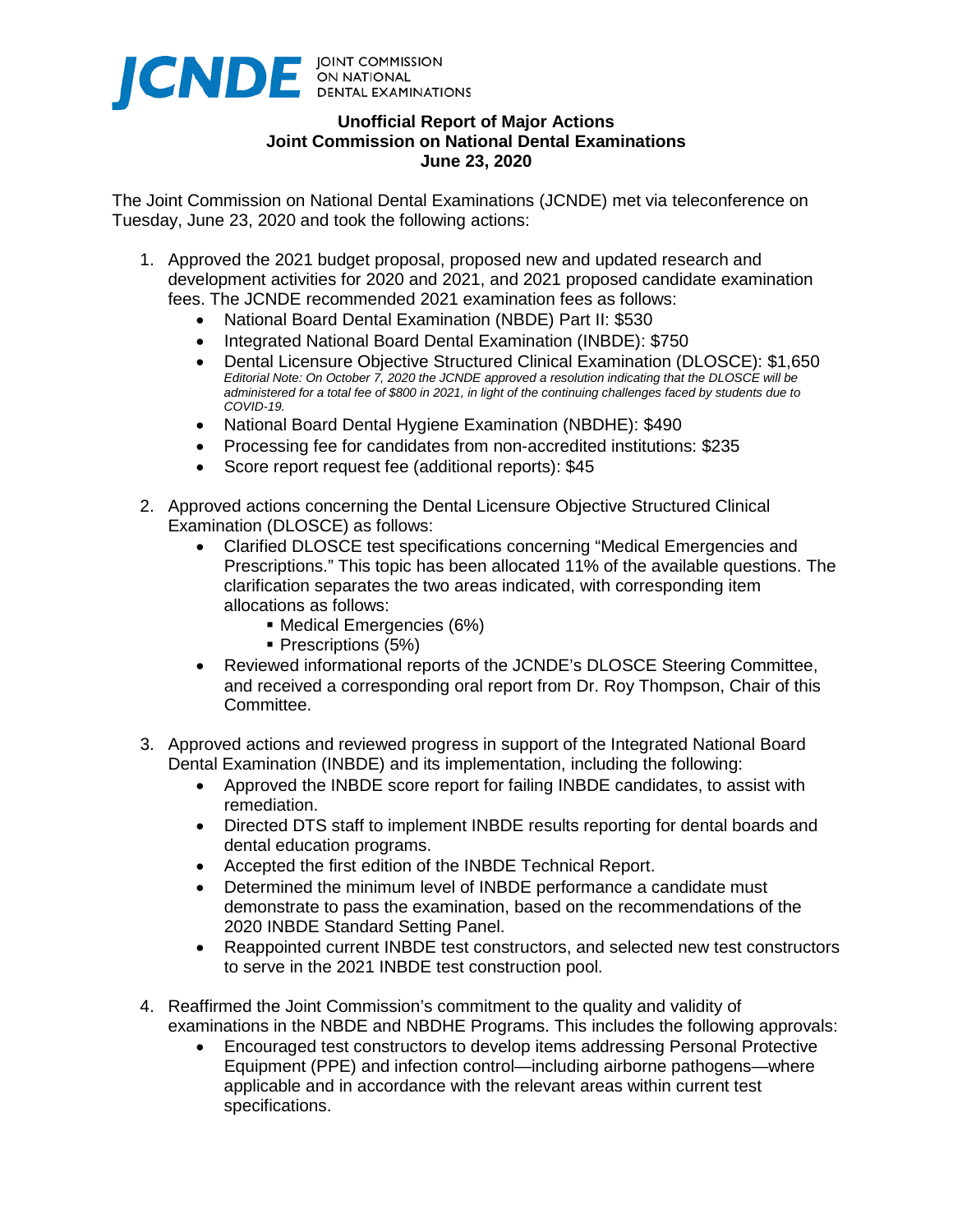JCNDE JOINT COMMISSION ON NATIONAL DENTAL EXAMINATIONS

**Unofficial Report of Major Actions**
**Joint Commission on National Dental Examinations**
**June 23, 2020**

The Joint Commission on National Dental Examinations (JCNDE) met via teleconference on Tuesday, June 23, 2020 and took the following actions:

1. Approved the 2021 budget proposal, proposed new and updated research and development activities for 2020 and 2021, and 2021 proposed candidate examination fees. The JCNDE recommended 2021 examination fees as follows:
   - National Board Dental Examination (NBDE) Part II: $530
   - Integrated National Board Dental Examination (INBDE): $750
   - Dental Licensure Objective Structured Clinical Examination (DLOSCE): $1,650
     *Editorial Note: On October 7, 2020 the JCNDE approved a resolution indicating that the DLOSCE will be administered for a total fee of $800 in 2021, in light of the continuing challenges faced by students due to COVID-19.*
   - National Board Dental Hygiene Examination (NBDHE): $490
   - Processing fee for candidates from non-accredited institutions: $235
   - Score report request fee (additional reports): $45

2. Approved actions concerning the Dental Licensure Objective Structured Clinical Examination (DLOSCE) as follows:
   - Clarified DLOSCE test specifications concerning "Medical Emergencies and Prescriptions." This topic has been allocated 11% of the available questions. The clarification separates the two areas indicated, with corresponding item allocations as follows:
     - Medical Emergencies (6%)
     - Prescriptions (5%)
   - Reviewed informational reports of the JCNDE's DLOSCE Steering Committee, and received a corresponding oral report from Dr. Roy Thompson, Chair of this Committee.

3. Approved actions and reviewed progress in support of the Integrated National Board Dental Examination (INBDE) and its implementation, including the following:
   - Approved the INBDE score report for failing INBDE candidates, to assist with remediation.
   - Directed DTS staff to implement INBDE results reporting for dental boards and dental education programs.
   - Accepted the first edition of the INBDE Technical Report.
   - Determined the minimum level of INBDE performance a candidate must demonstrate to pass the examination, based on the recommendations of the 2020 INBDE Standard Setting Panel.
   - Reappointed current INBDE test constructors, and selected new test constructors to serve in the 2021 INBDE test construction pool.

4. Reaffirmed the Joint Commission's commitment to the quality and validity of examinations in the NBDE and NBDHE Programs. This includes the following approvals:
   - Encouraged test constructors to develop items addressing Personal Protective Equipment (PPE) and infection control—including airborne pathogens—where applicable and in accordance with the relevant areas within current test specifications.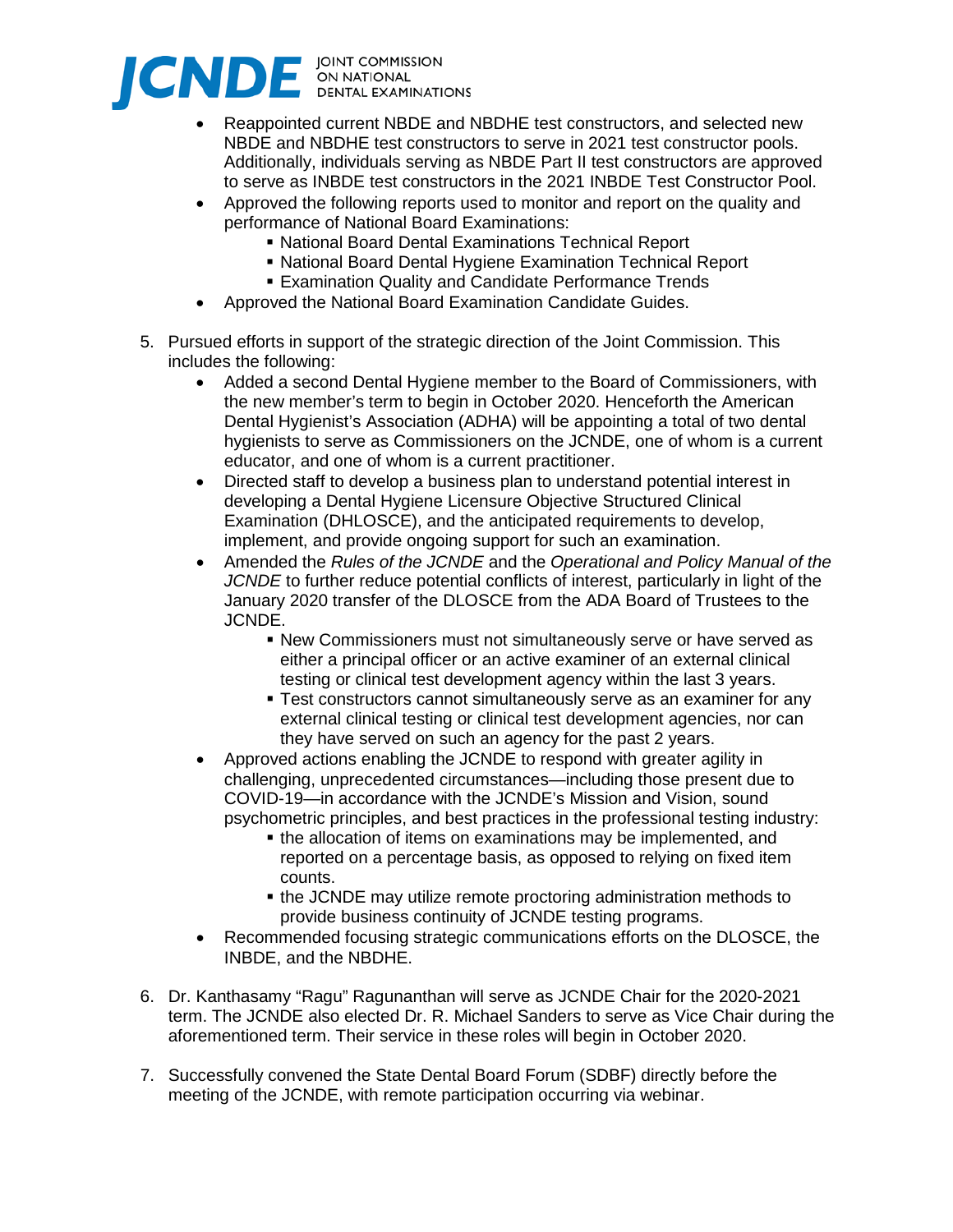- Reappointed current NBDE and NBDHE test constructors, and selected new NBDE and NBDHE test constructors to serve in 2021 test constructor pools. Additionally, individuals serving as NBDE Part II test constructors are approved to serve as INBDE test constructors in the 2021 INBDE Test Constructor Pool.
- Approved the following reports used to monitor and report on the quality and performance of National Board Examinations:
    - National Board Dental Examinations Technical Report
    - National Board Dental Hygiene Examination Technical Report
    - Examination Quality and Candidate Performance Trends
- Approved the National Board Examination Candidate Guides.

5. Pursued efforts in support of the strategic direction of the Joint Commission. This includes the following:
    - Added a second Dental Hygiene member to the Board of Commissioners, with the new member's term to begin in October 2020. Henceforth the American Dental Hygienist's Association (ADHA) will be appointing a total of two dental hygienists to serve as Commissioners on the JCNDE, one of whom is a current educator, and one of whom is a current practitioner.
    - Directed staff to develop a business plan to understand potential interest in developing a Dental Hygiene Licensure Objective Structured Clinical Examination (DHLOSCE), and the anticipated requirements to develop, implement, and provide ongoing support for such an examination.
    - Amended the *Rules of the JCNDE* and the *Operational and Policy Manual of the JCNDE* to further reduce potential conflicts of interest, particularly in light of the January 2020 transfer of the DLOSCE from the ADA Board of Trustees to the JCNDE.
        - New Commissioners must not simultaneously serve or have served as either a principal officer or an active examiner of an external clinical testing or clinical test development agency within the last 3 years.
        - Test constructors cannot simultaneously serve as an examiner for any external clinical testing or clinical test development agencies, nor can they have served on such an agency for the past 2 years.
    - Approved actions enabling the JCNDE to respond with greater agility in challenging, unprecedented circumstances—including those present due to COVID-19—in accordance with the JCNDE's Mission and Vision, sound psychometric principles, and best practices in the professional testing industry:
        - the allocation of items on examinations may be implemented, and reported on a percentage basis, as opposed to relying on fixed item counts.
        - the JCNDE may utilize remote proctoring administration methods to provide business continuity of JCNDE testing programs.
    - Recommended focusing strategic communications efforts on the DLOSCE, the INBDE, and the NBDHE.

6. Dr. Kanthasamy "Ragu" Ragunanthan will serve as JCNDE Chair for the 2020-2021 term. The JCNDE also elected Dr. R. Michael Sanders to serve as Vice Chair during the aforementioned term. Their service in these roles will begin in October 2020.

7. Successfully convened the State Dental Board Forum (SDBF) directly before the meeting of the JCNDE, with remote participation occurring via webinar.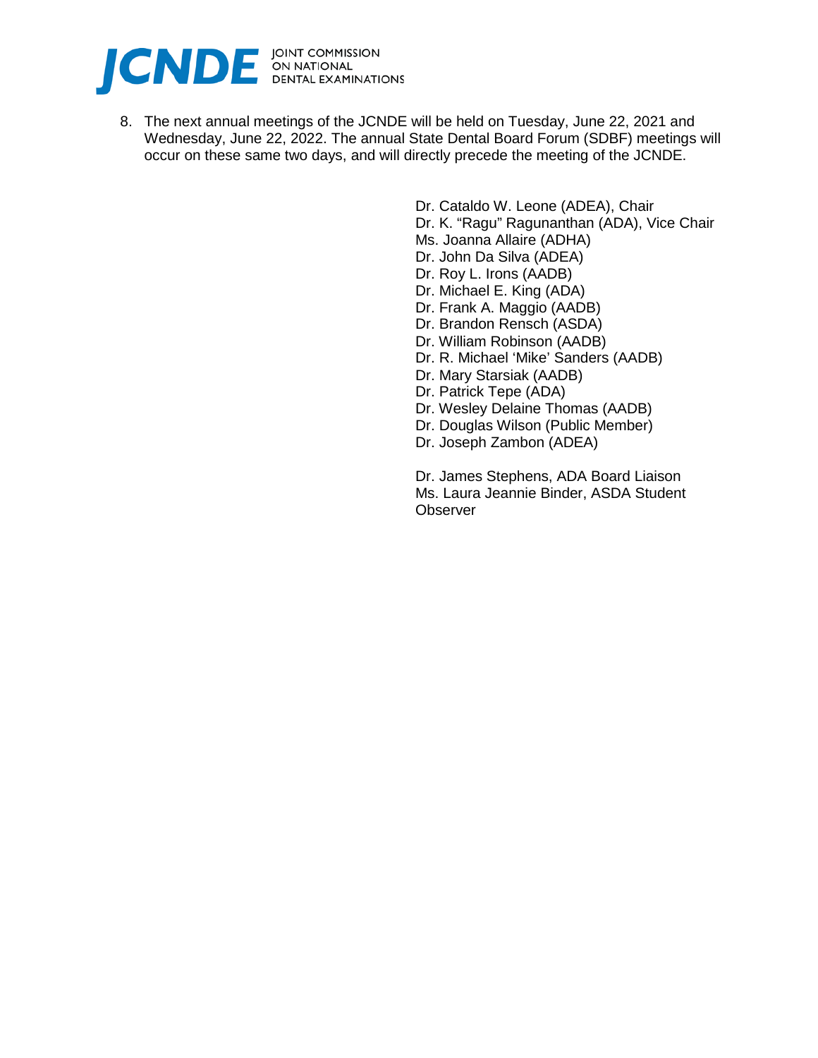8. The next annual meetings of the JCNDE will be held on Tuesday, June 22, 2021 and Wednesday, June 22, 2022. The annual State Dental Board Forum (SDBF) meetings will occur on these same two days, and will directly precede the meeting of the JCNDE.

Dr. Cataldo W. Leone (ADEA), Chair
Dr. K. "Ragu" Ragunanthan (ADA), Vice Chair
Ms. Joanna Allaire (ADHA)
Dr. John Da Silva (ADEA)
Dr. Roy L. Irons (AADB)
Dr. Michael E. King (ADA)
Dr. Frank A. Maggio (AADB)
Dr. Brandon Rensch (ASDA)
Dr. William Robinson (AADB)
Dr. R. Michael 'Mike' Sanders (AADB)
Dr. Mary Starsiak (AADB)
Dr. Patrick Tepe (ADA)
Dr. Wesley Delaine Thomas (AADB)
Dr. Douglas Wilson (Public Member)
Dr. Joseph Zambon (ADEA)

Dr. James Stephens, ADA Board Liaison
Ms. Laura Jeannie Binder, ASDA Student Observer